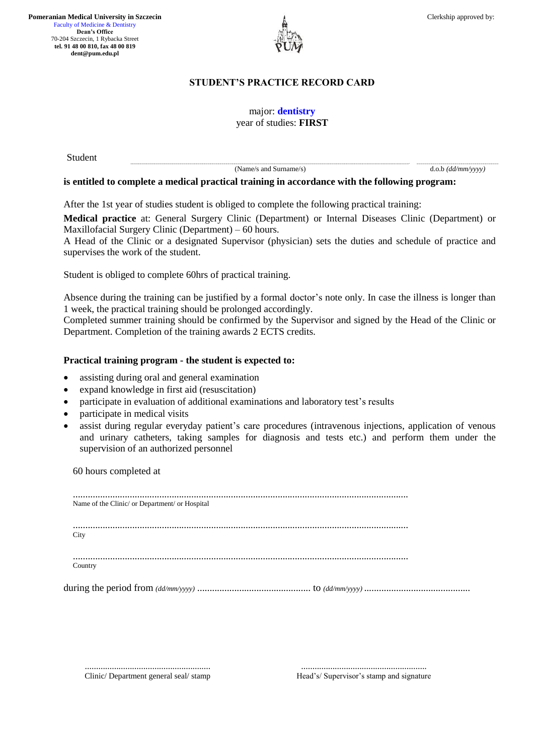**Pomeranian Medical University in Szczecin**
Faculty of Medicine & Dentistry
**Dean's Office**
70-204 Szczecin, 1 Rybacka Street
**tel. 91 48 00 810, fax 48 00 819**
**dent@pum.edu.pl**

Clerkship approved by:

# STUDENT'S PRACTICE RECORD CARD

major: **dentistry**
year of studies: **FIRST**

Student ........................................................................ ..............................
(Name/s and Surname/s) d.o.b *(dd/mm/yyyy)*

**is entitled to complete a medical practical training in accordance with the following program:**

After the 1st year of studies student is obliged to complete the following practical training:

**Medical practice** at: General Surgery Clinic (Department) or Internal Diseases Clinic (Department) or Maxillofacial Surgery Clinic (Department) – 60 hours.
A Head of the Clinic or a designated Supervisor (physician) sets the duties and schedule of practice and supervises the work of the student.

Student is obliged to complete 60hrs of practical training.

Absence during the training can be justified by a formal doctor's note only. In case the illness is longer than 1 week, the practical training should be prolonged accordingly.
Completed summer training should be confirmed by the Supervisor and signed by the Head of the Clinic or Department. Completion of the training awards 2 ECTS credits.

**Practical training program - the student is expected to:**

- assisting during oral and general examination
- expand knowledge in first aid (resuscitation)
- participate in evaluation of additional examinations and laboratory test's results
- participate in medical visits
- assist during regular everyday patient's care procedures (intravenous injections, application of venous and urinary catheters, taking samples for diagnosis and tests etc.) and perform them under the supervision of an authorized personnel

60 hours completed at

.......................................................................................................................................
Name of the Clinic/ or Department/ or Hospital

.......................................................................................................................................
City

.......................................................................................................................................
Country

during the period from *(dd/mm/yyyy)* .............................................. to *(dd/mm/yyyy)* ...........................................

....................................................... ......................................................
Clinic/ Department general seal/ stamp Head's/ Supervisor's stamp and signature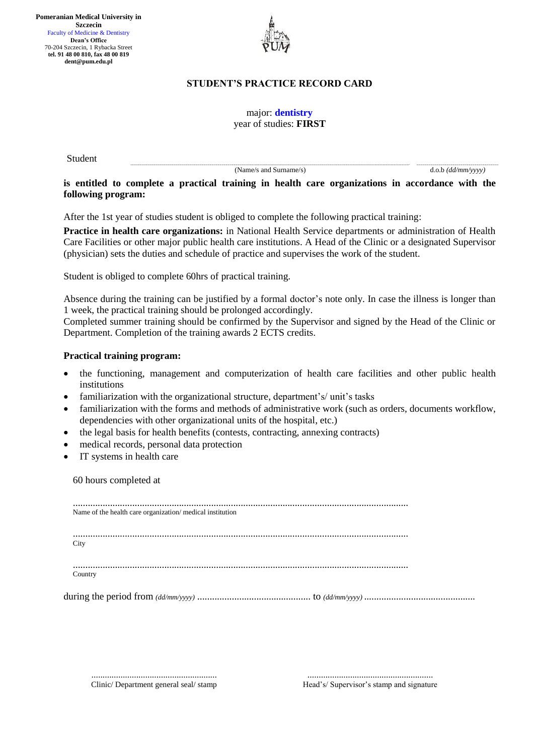**Pomeranian Medical University in Szczecin**
Faculty of Medicine & Dentistry
**Dean's Office**
70-204 Szczecin, 1 Rybacka Street
**tel. 91 48 00 810, fax 48 00 819**
**dent@pum.edu.pl**

## STUDENT'S PRACTICE RECORD CARD

major: **dentistry**
year of studies: **FIRST**

Student ........................................................................................................ ..............................
(Name/s and Surname/s) d.o.b *(dd/mm/yyyy)*

**is entitled to complete a practical training in health care organizations in accordance with the following program:**

After the 1st year of studies student is obliged to complete the following practical training:

**Practice in health care organizations:** in National Health Service departments or administration of Health Care Facilities or other major public health care institutions. A Head of the Clinic or a designated Supervisor (physician) sets the duties and schedule of practice and supervises the work of the student.

Student is obliged to complete 60hrs of practical training.

Absence during the training can be justified by a formal doctor's note only. In case the illness is longer than 1 week, the practical training should be prolonged accordingly.
Completed summer training should be confirmed by the Supervisor and signed by the Head of the Clinic or Department. Completion of the training awards 2 ECTS credits.

**Practical training program:**

- the functioning, management and computerization of health care facilities and other public health institutions
- familiarization with the organizational structure, department's/ unit's tasks
- familiarization with the forms and methods of administrative work (such as orders, documents workflow, dependencies with other organizational units of the hospital, etc.)
- the legal basis for health benefits (contests, contracting, annexing contracts)
- medical records, personal data protection
- IT systems in health care

60 hours completed at

.......................................................................................................................................
Name of the health care organization/ medical institution

.......................................................................................................................................
City

.......................................................................................................................................
Country

during the period from *(dd/mm/yyyy)* .............................................. to *(dd/mm/yyyy)* .............................................

....................................................... .......................................................
Clinic/ Department general seal/ stamp Head's/ Supervisor's stamp and signature